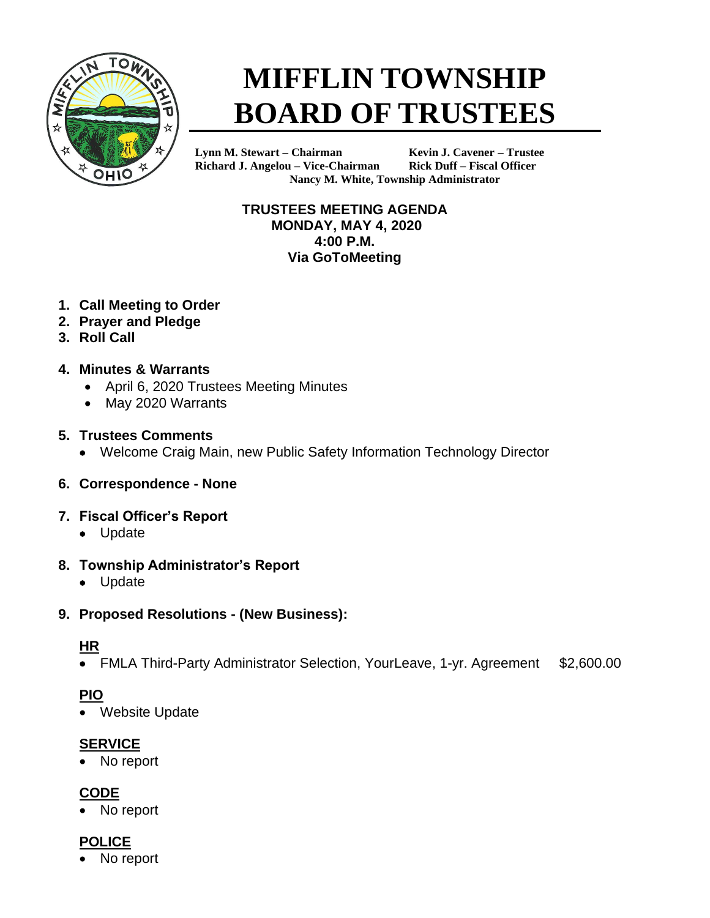# MIFFLIN TOWNSHIP BOARD OF TRUSTEES

**Lynn M. Stewart – Chairman** **Kevin J. Cavener – Trustee**
**Richard J. Angelou – Vice-Chairman** **Rick Duff – Fiscal Officer**
**Nancy M. White, Township Administrator**

**TRUSTEES MEETING AGENDA**
**MONDAY, MAY 4, 2020**
**4:00 P.M.**
**Via GoToMeeting**

1. **Call Meeting to Order**
2. **Prayer and Pledge**
3. **Roll Call**

4. **Minutes & Warrants**
   - April 6, 2020 Trustees Meeting Minutes
   - May 2020 Warrants

5. **Trustees Comments**
   - Welcome Craig Main, new Public Safety Information Technology Director

6. **Correspondence - None**

7. **Fiscal Officer's Report**
   - Update

8. **Township Administrator's Report**
   - Update

9. **Proposed Resolutions - (New Business):**

   **HR**
   - FMLA Third-Party Administrator Selection, YourLeave, 1-yr. Agreement $2,600.00

   **PIO**
   - Website Update

   **SERVICE**
   - No report

   **CODE**
   - No report

   **POLICE**
   - No report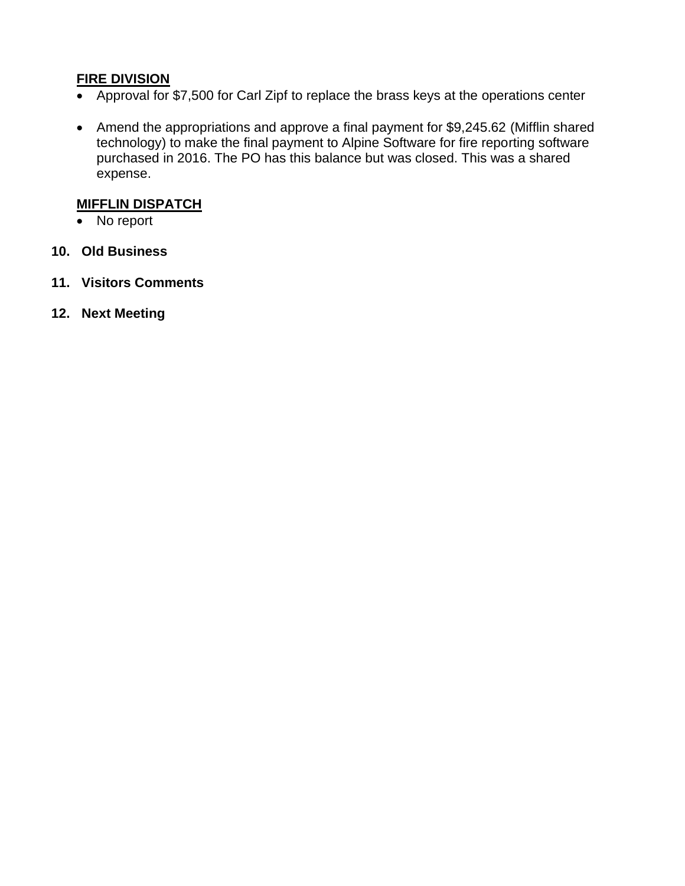**FIRE DIVISION**

- Approval for $7,500 for Carl Zipf to replace the brass keys at the operations center
- Amend the appropriations and approve a final payment for $9,245.62 (Mifflin shared technology) to make the final payment to Alpine Software for fire reporting software purchased in 2016. The PO has this balance but was closed. This was a shared expense.

**MIFFLIN DISPATCH**

- No report

**10. Old Business**

**11. Visitors Comments**

**12. Next Meeting**